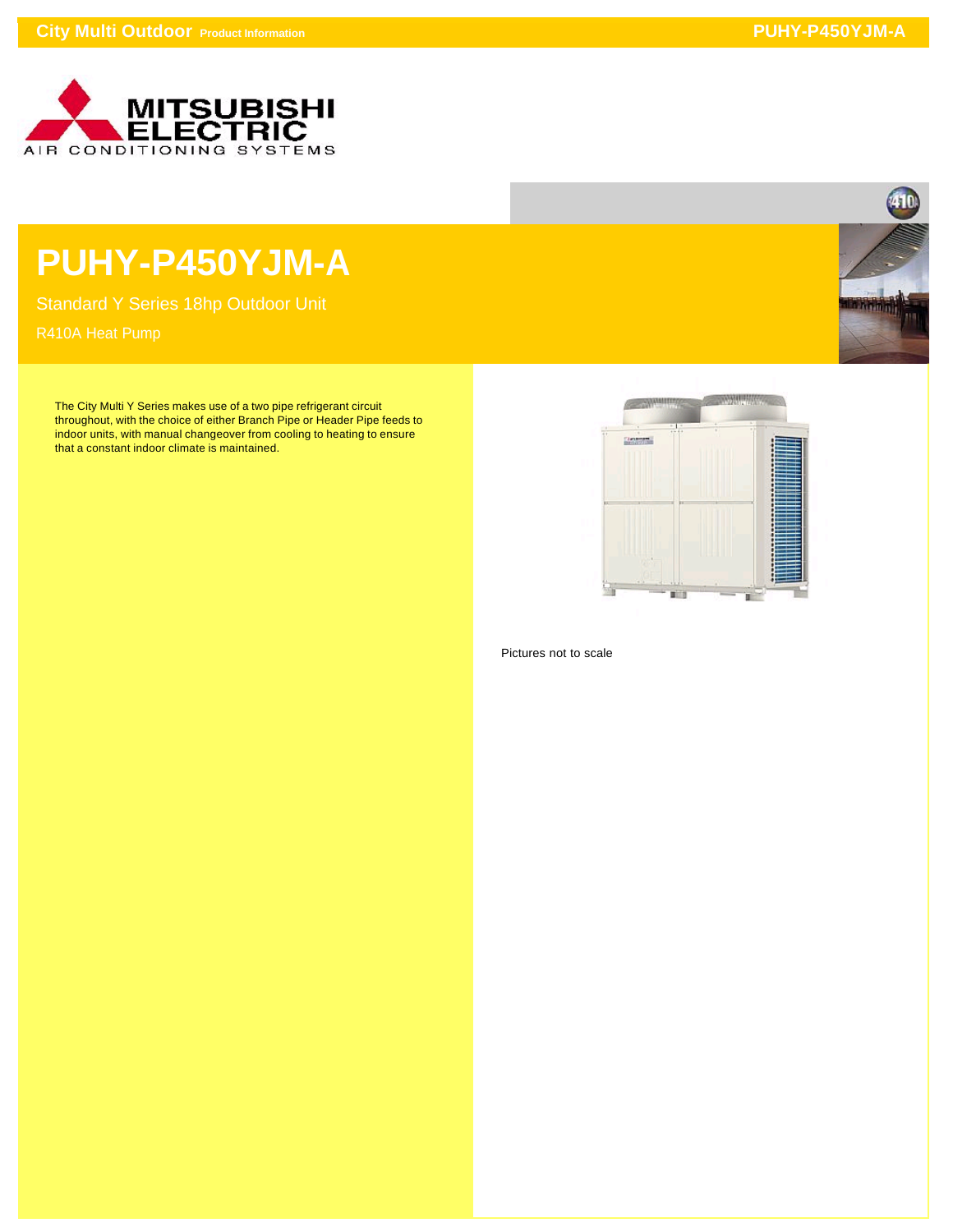# PUHY-P450YJM-A

Standard Y Series 18hp Outdoor Unit

R410A Heat Pump

The City Multi Y Series makes use of a two pipe refrigerant circuit throughout, with the choice of either Branch Pipe or Header Pipe feeds to indoor units, with manual changeover from cooling to heating to ensure that a constant indoor climate is maintained.

Pictures not to scale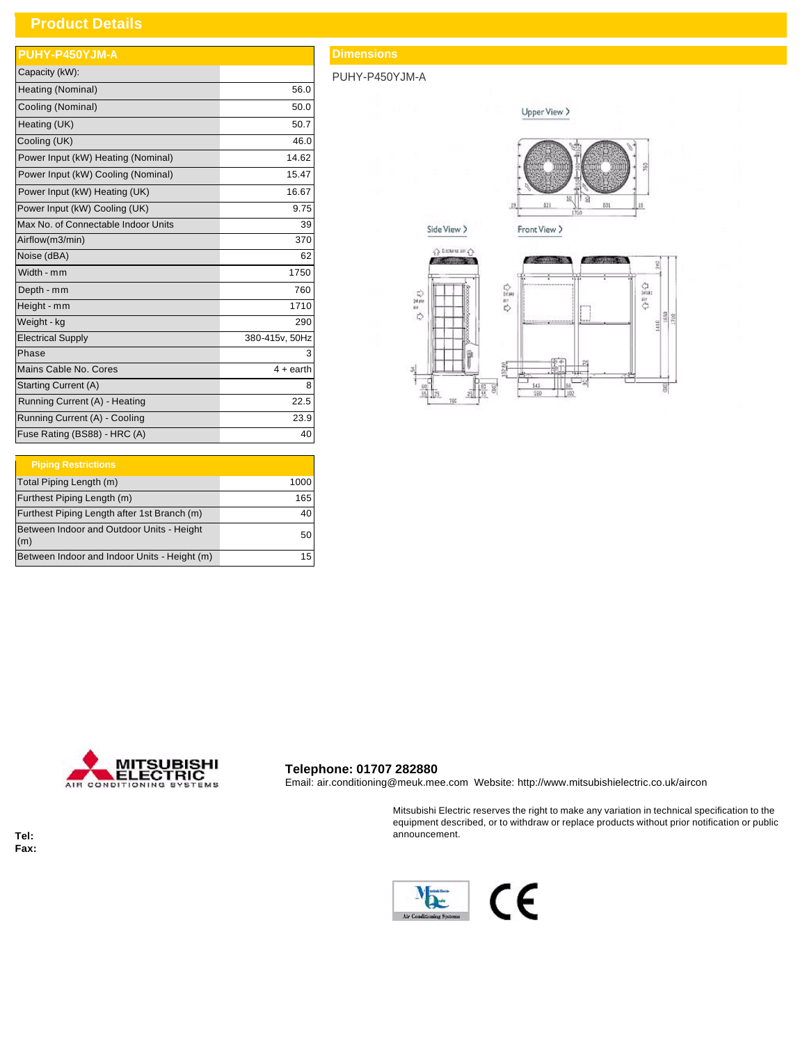# Product Details

## PUHY-P450YJM-A

| | |
|---|---|
| Capacity (kW): | |
| Heating (Nominal) | 56.0 |
| Cooling (Nominal) | 50.0 |
| Heating (UK) | 50.7 |
| Cooling (UK) | 46.0 |
| Power Input (kW) Heating (Nominal) | 14.62 |
| Power Input (kW) Cooling (Nominal) | 15.47 |
| Power Input (kW) Heating (UK) | 16.67 |
| Power Input (kW) Cooling (UK) | 9.75 |
| Max No. of Connectable Indoor Units | 39 |
| Airflow(m3/min) | 370 |
| Noise (dBA) | 62 |
| Width - mm | 1750 |
| Depth - mm | 760 |
| Height - mm | 1710 |
| Weight - kg | 290 |
| Electrical Supply | 380-415v, 50Hz |
| Phase | 3 |
| Mains Cable No. Cores | 4 + earth |
| Starting Current (A) | 8 |
| Running Current (A) - Heating | 22.5 |
| Running Current (A) - Cooling | 23.9 |
| Fuse Rating (BS88) - HRC (A) | 40 |

## Piping Restrictions

| | |
|---|---|
| Total Piping Length (m) | 1000 |
| Furthest Piping Length (m) | 165 |
| Furthest Piping Length after 1st Branch (m) | 40 |
| Between Indoor and Outdoor Units - Height (m) | 50 |
| Between Indoor and Indoor Units - Height (m) | 15 |

## Dimensions

PUHY-P450YJM-A

Upper View

Side View

Front View

**Telephone: 01707 282880**

Email: air.conditioning@meuk.mee.com Website: http://www.mitsubishielectric.co.uk/aircon

Mitsubishi Electric reserves the right to make any variation in technical specification to the equipment described, or to withdraw or replace products without prior notification or public announcement.

**Tel:**
**Fax:**